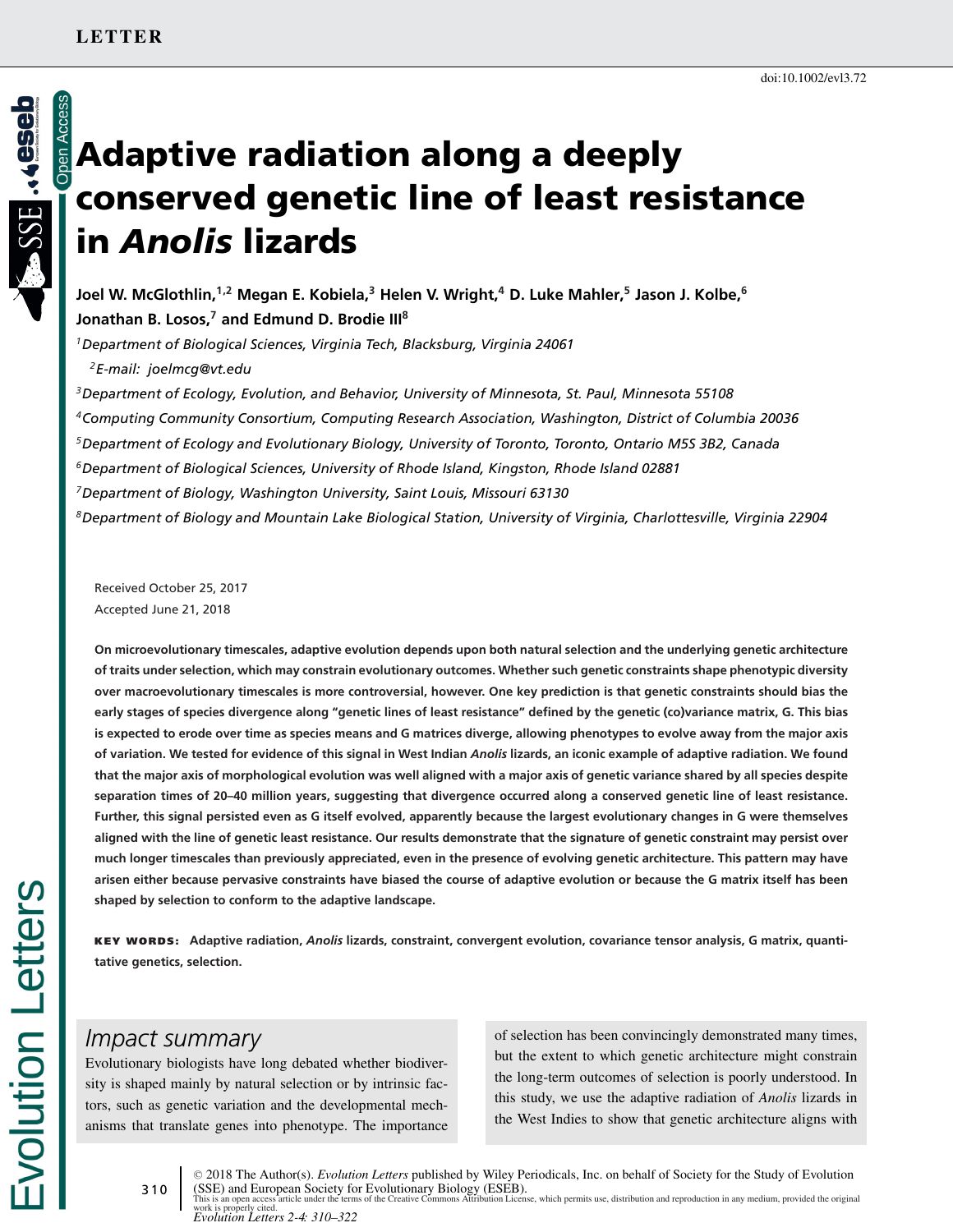LETTER

doi:10.1002/evl3.72

# Adaptive radiation along a deeply conserved genetic line of least resistance in *Anolis* lizards

**Joel W. McGlothlin,[1,2] Megan E. Kobiela,[3] Helen V. Wright,[4] D. Luke Mahler,[5] Jason J. Kolbe,[6] Jonathan B. Losos,[7] and Edmund D. Brodie III[8]**

[1]*Department of Biological Sciences, Virginia Tech, Blacksburg, Virginia 24061*

[2]*E-mail: joelmcg@vt.edu*

[3]*Department of Ecology, Evolution, and Behavior, University of Minnesota, St. Paul, Minnesota 55108*

[4]*Computing Community Consortium, Computing Research Association, Washington, District of Columbia 20036*

[5]*Department of Ecology and Evolutionary Biology, University of Toronto, Toronto, Ontario M5S 3B2, Canada*

[6]*Department of Biological Sciences, University of Rhode Island, Kingston, Rhode Island 02881*

[7]*Department of Biology, Washington University, Saint Louis, Missouri 63130*

[8]*Department of Biology and Mountain Lake Biological Station, University of Virginia, Charlottesville, Virginia 22904*

Received October 25, 2017
Accepted June 21, 2018

**On microevolutionary timescales, adaptive evolution depends upon both natural selection and the underlying genetic architecture of traits under selection, which may constrain evolutionary outcomes. Whether such genetic constraints shape phenotypic diversity over macroevolutionary timescales is more controversial, however. One key prediction is that genetic constraints should bias the early stages of species divergence along "genetic lines of least resistance" defined by the genetic (co)variance matrix, G. This bias is expected to erode over time as species means and G matrices diverge, allowing phenotypes to evolve away from the major axis of variation. We tested for evidence of this signal in West Indian *Anolis* lizards, an iconic example of adaptive radiation. We found that the major axis of morphological evolution was well aligned with a major axis of genetic variance shared by all species despite separation times of 20–40 million years, suggesting that divergence occurred along a conserved genetic line of least resistance. Further, this signal persisted even as G itself evolved, apparently because the largest evolutionary changes in G were themselves aligned with the line of genetic least resistance. Our results demonstrate that the signature of genetic constraint may persist over much longer timescales than previously appreciated, even in the presence of evolving genetic architecture. This pattern may have arisen either because pervasive constraints have biased the course of adaptive evolution or because the G matrix itself has been shaped by selection to conform to the adaptive landscape.**

**KEY WORDS:** Adaptive radiation, *Anolis* lizards, constraint, convergent evolution, covariance tensor analysis, G matrix, quantitative genetics, selection.

## Impact summary

Evolutionary biologists have long debated whether biodiversity is shaped mainly by natural selection or by intrinsic factors, such as genetic variation and the developmental mechanisms that translate genes into phenotype. The importance of selection has been convincingly demonstrated many times, but the extent to which genetic architecture might constrain the long-term outcomes of selection is poorly understood. In this study, we use the adaptive radiation of *Anolis* lizards in the West Indies to show that genetic architecture aligns with

© 2018 The Author(s). *Evolution Letters* published by Wiley Periodicals, Inc. on behalf of Society for the Study of Evolution (SSE) and European Society for Evolutionary Biology (ESEB).
This is an open access article under the terms of the Creative Commons Attribution License, which permits use, distribution and reproduction in any medium, provided the original work is properly cited.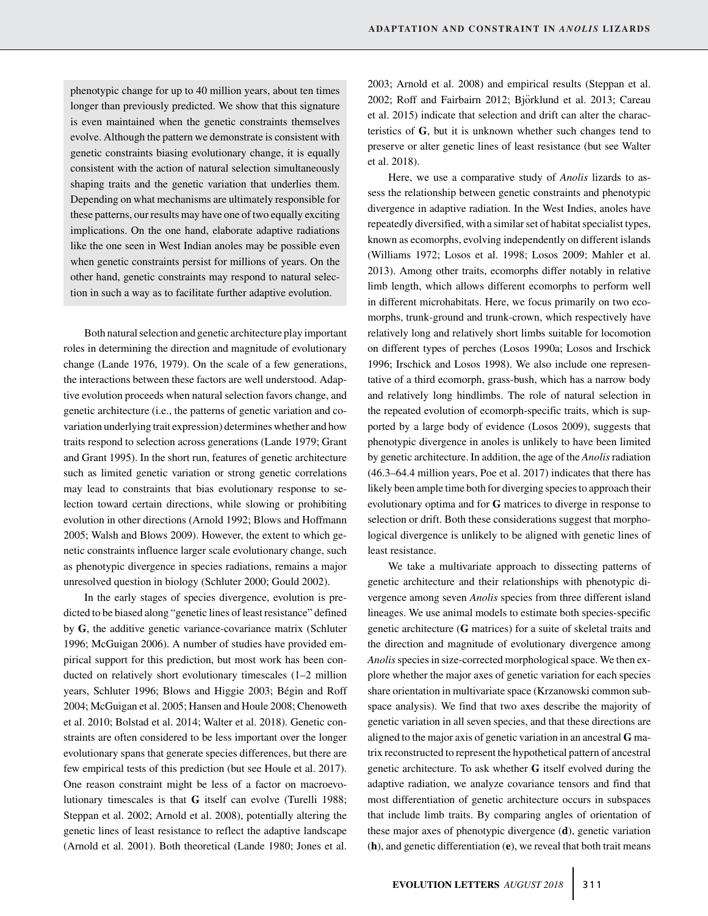phenotypic change for up to 40 million years, about ten times longer than previously predicted. We show that this signature is even maintained when the genetic constraints themselves evolve. Although the pattern we demonstrate is consistent with genetic constraints biasing evolutionary change, it is equally consistent with the action of natural selection simultaneously shaping traits and the genetic variation that underlies them. Depending on what mechanisms are ultimately responsible for these patterns, our results may have one of two equally exciting implications. On the one hand, elaborate adaptive radiations like the one seen in West Indian anoles may be possible even when genetic constraints persist for millions of years. On the other hand, genetic constraints may respond to natural selection in such a way as to facilitate further adaptive evolution.

Both natural selection and genetic architecture play important roles in determining the direction and magnitude of evolutionary change (Lande 1976, 1979). On the scale of a few generations, the interactions between these factors are well understood. Adaptive evolution proceeds when natural selection favors change, and genetic architecture (i.e., the patterns of genetic variation and covariation underlying trait expression) determines whether and how traits respond to selection across generations (Lande 1979; Grant and Grant 1995). In the short run, features of genetic architecture such as limited genetic variation or strong genetic correlations may lead to constraints that bias evolutionary response to selection toward certain directions, while slowing or prohibiting evolution in other directions (Arnold 1992; Blows and Hoffmann 2005; Walsh and Blows 2009). However, the extent to which genetic constraints influence larger scale evolutionary change, such as phenotypic divergence in species radiations, remains a major unresolved question in biology (Schluter 2000; Gould 2002).

In the early stages of species divergence, evolution is predicted to be biased along "genetic lines of least resistance" defined by **G**, the additive genetic variance-covariance matrix (Schluter 1996; McGuigan 2006). A number of studies have provided empirical support for this prediction, but most work has been conducted on relatively short evolutionary timescales (1–2 million years, Schluter 1996; Blows and Higgie 2003; Bégin and Roff 2004; McGuigan et al. 2005; Hansen and Houle 2008; Chenoweth et al. 2010; Bolstad et al. 2014; Walter et al. 2018). Genetic constraints are often considered to be less important over the longer evolutionary spans that generate species differences, but there are few empirical tests of this prediction (but see Houle et al. 2017). One reason constraint might be less of a factor on macroevolutionary timescales is that **G** itself can evolve (Turelli 1988; Steppan et al. 2002; Arnold et al. 2008), potentially altering the genetic lines of least resistance to reflect the adaptive landscape (Arnold et al. 2001). Both theoretical (Lande 1980; Jones et al. 2003; Arnold et al. 2008) and empirical results (Steppan et al. 2002; Roff and Fairbairn 2012; Björklund et al. 2013; Careau et al. 2015) indicate that selection and drift can alter the characteristics of **G**, but it is unknown whether such changes tend to preserve or alter genetic lines of least resistance (but see Walter et al. 2018).

Here, we use a comparative study of *Anolis* lizards to assess the relationship between genetic constraints and phenotypic divergence in adaptive radiation. In the West Indies, anoles have repeatedly diversified, with a similar set of habitat specialist types, known as ecomorphs, evolving independently on different islands (Williams 1972; Losos et al. 1998; Losos 2009; Mahler et al. 2013). Among other traits, ecomorphs differ notably in relative limb length, which allows different ecomorphs to perform well in different microhabitats. Here, we focus primarily on two ecomorphs, trunk-ground and trunk-crown, which respectively have relatively long and relatively short limbs suitable for locomotion on different types of perches (Losos 1990a; Losos and Irschick 1996; Irschick and Losos 1998). We also include one representative of a third ecomorph, grass-bush, which has a narrow body and relatively long hindlimbs. The role of natural selection in the repeated evolution of ecomorph-specific traits, which is supported by a large body of evidence (Losos 2009), suggests that phenotypic divergence in anoles is unlikely to have been limited by genetic architecture. In addition, the age of the *Anolis* radiation (46.3–64.4 million years, Poe et al. 2017) indicates that there has likely been ample time both for diverging species to approach their evolutionary optima and for **G** matrices to diverge in response to selection or drift. Both these considerations suggest that morphological divergence is unlikely to be aligned with genetic lines of least resistance.

We take a multivariate approach to dissecting patterns of genetic architecture and their relationships with phenotypic divergence among seven *Anolis* species from three different island lineages. We use animal models to estimate both species-specific genetic architecture (**G** matrices) for a suite of skeletal traits and the direction and magnitude of evolutionary divergence among *Anolis* species in size-corrected morphological space. We then explore whether the major axes of genetic variation for each species share orientation in multivariate space (Krzanowski common subspace analysis). We find that two axes describe the majority of genetic variation in all seven species, and that these directions are aligned to the major axis of genetic variation in an ancestral **G** matrix reconstructed to represent the hypothetical pattern of ancestral genetic architecture. To ask whether **G** itself evolved during the adaptive radiation, we analyze covariance tensors and find that most differentiation of genetic architecture occurs in subspaces that include limb traits. By comparing angles of orientation of these major axes of phenotypic divergence (**d**), genetic variation (**h**), and genetic differentiation (**e**), we reveal that both trait means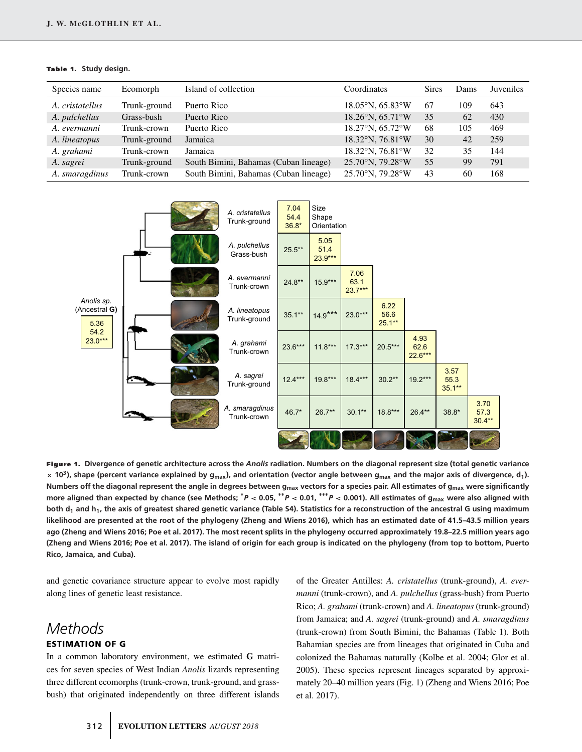**Table 1.** Study design.

| Species name | Ecomorph | Island of collection | Coordinates | Sires | Dams | Juveniles |
|---|---|---|---|---|---|---|
| *A. cristatellus* | Trunk-ground | Puerto Rico | 18.05°N, 65.83°W | 67 | 109 | 643 |
| *A. pulchellus* | Grass-bush | Puerto Rico | 18.26°N, 65.71°W | 35 | 62 | 430 |
| *A. evermanni* | Trunk-crown | Puerto Rico | 18.27°N, 65.72°W | 68 | 105 | 469 |
| *A. lineatopus* | Trunk-ground | Jamaica | 18.32°N, 76.81°W | 30 | 42 | 259 |
| *A. grahami* | Trunk-crown | Jamaica | 18.32°N, 76.81°W | 32 | 35 | 144 |
| *A. sagrei* | Trunk-ground | South Bimini, Bahamas (Cuban lineage) | 25.70°N, 79.28°W | 55 | 99 | 791 |
| *A. smaragdinus* | Trunk-crown | South Bimini, Bahamas (Cuban lineage) | 25.70°N, 79.28°W | 43 | 60 | 168 |

| | *A. cristatellus* Trunk-ground | *A. pulchellus* Grass-bush | *A. evermanni* Trunk-crown | *A. lineatopus* Trunk-ground | *A. grahami* Trunk-crown | *A. sagrei* Trunk-ground | *A. smaragdinus* Trunk-crown |
|---|---|---|---|---|---|---|---|
| *A. cristatellus* Trunk-ground | 7.04 / 54.4 / 36.8* | | | | | | |
| *A. pulchellus* Grass-bush | 25.5** | 5.05 / 51.4 / 23.9*** | | | | | |
| *A. evermanni* Trunk-crown | 24.8** | 15.9*** | 7.06 / 63.1 / 23.7*** | | | | |
| *A. lineatopus* Trunk-ground | 35.1** | 14.9*** | 23.0*** | 6.22 / 56.6 / 25.1** | | | |
| *A. grahami* Trunk-crown | 23.6*** | 11.8*** | 17.3*** | 20.5*** | 4.93 / 62.6 / 22.6*** | | |
| *A. sagrei* Trunk-ground | 12.4*** | 19.8*** | 18.4*** | 30.2** | 19.2*** | 3.57 / 55.3 / 35.1** | |
| *A. smaragdinus* Trunk-crown | 46.7* | 26.7** | 30.1** | 18.8*** | 26.4** | 38.8* | 3.70 / 57.3 / 30.4** |

Diagonal values: Size / Shape / Orientation. *Anolis sp.* (Ancestral **G**): 5.36 / 54.2 / 23.0***

**Figure 1.** Divergence of genetic architecture across the *Anolis* radiation. Numbers on the diagonal represent size (total genetic variance × $10^3$), shape (percent variance explained by $\mathbf{g}_{max}$), and orientation (vector angle between $\mathbf{g}_{max}$ and the major axis of divergence, $\mathbf{d}_1$). Numbers off the diagonal represent the angle in degrees between $\mathbf{g}_{max}$ vectors for a species pair. All estimates of $\mathbf{g}_{max}$ were significantly more aligned than expected by chance (see Methods; $^*P < 0.05$, $^{**}P < 0.01$, $^{***}P < 0.001$). All estimates of $\mathbf{g}_{max}$ were also aligned with both $\mathbf{d}_1$ and $\mathbf{h}_1$, the axis of greatest shared genetic variance (Table S4). Statistics for a reconstruction of the ancestral **G** using maximum likelihood are presented at the root of the phylogeny (Zheng and Wiens 2016), which has an estimated date of 41.5–43.5 million years ago (Zheng and Wiens 2016; Poe et al. 2017). The most recent splits in the phylogeny occurred approximately 19.8–22.5 million years ago (Zheng and Wiens 2016; Poe et al. 2017). The island of origin for each group is indicated on the phylogeny (from top to bottom, Puerto Rico, Jamaica, and Cuba).

and genetic covariance structure appear to evolve most rapidly along lines of genetic least resistance.

# Methods

## ESTIMATION OF G

In a common laboratory environment, we estimated **G** matrices for seven species of West Indian *Anolis* lizards representing three different ecomorphs (trunk-crown, trunk-ground, and grass-bush) that originated independently on three different islands of the Greater Antilles: *A. cristatellus* (trunk-ground), *A. evermanni* (trunk-crown), and *A. pulchellus* (grass-bush) from Puerto Rico; *A. grahami* (trunk-crown) and *A. lineatopus* (trunk-ground) from Jamaica; and *A. sagrei* (trunk-ground) and *A. smaragdinus* (trunk-crown) from South Bimini, the Bahamas (Table 1). Both Bahamian species are from lineages that originated in Cuba and colonized the Bahamas naturally (Kolbe et al. 2004; Glor et al. 2005). These species represent lineages separated by approximately 20–40 million years (Fig. 1) (Zheng and Wiens 2016; Poe et al. 2017).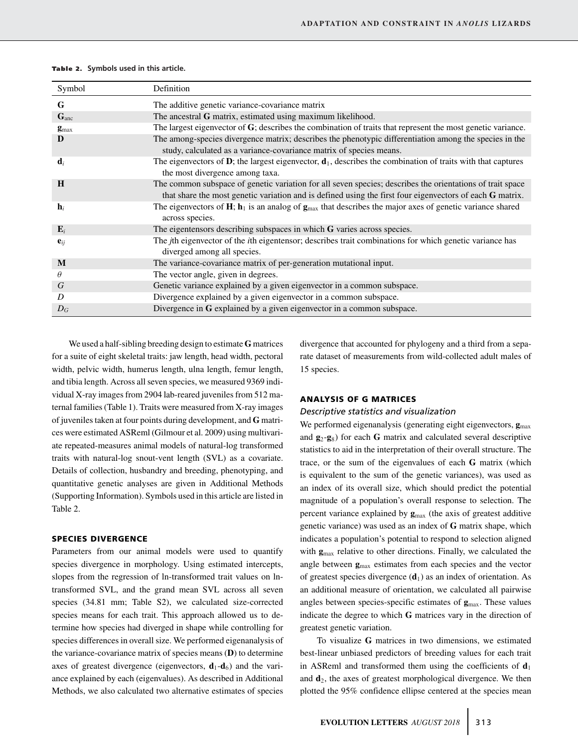**Table 2.** Symbols used in this article.

| Symbol | Definition |
|---|---|
| $\mathbf{G}$ | The additive genetic variance-covariance matrix |
| $\mathbf{G}_{anc}$ | The ancestral $\mathbf{G}$ matrix, estimated using maximum likelihood. |
| $\mathbf{g}_{max}$ | The largest eigenvector of $\mathbf{G}$; describes the combination of traits that represent the most genetic variance. |
| $\mathbf{D}$ | The among-species divergence matrix; describes the phenotypic differentiation among the species in the study, calculated as a variance-covariance matrix of species means. |
| $\mathbf{d}_i$ | The eigenvectors of $\mathbf{D}$; the largest eigenvector, $\mathbf{d}_1$, describes the combination of traits with that captures the most divergence among taxa. |
| $\mathbf{H}$ | The common subspace of genetic variation for all seven species; describes the orientations of trait space that share the most genetic variation and is defined using the first four eigenvectors of each $\mathbf{G}$ matrix. |
| $\mathbf{h}_i$ | The eigenvectors of $\mathbf{H}$; $\mathbf{h}_1$ is an analog of $\mathbf{g}_{max}$ that describes the major axes of genetic variance shared across species. |
| $\mathbf{E}_i$ | The eigentensors describing subspaces in which $\mathbf{G}$ varies across species. |
| $\mathbf{e}_{ij}$ | The *j*th eigenvector of the *i*th eigentensor; describes trait combinations for which genetic variance has diverged among all species. |
| $\mathbf{M}$ | The variance-covariance matrix of per-generation mutational input. |
| $\theta$ | The vector angle, given in degrees. |
| $G$ | Genetic variance explained by a given eigenvector in a common subspace. |
| $D$ | Divergence explained by a given eigenvector in a common subspace. |
| $D_G$ | Divergence in $\mathbf{G}$ explained by a given eigenvector in a common subspace. |

We used a half-sibling breeding design to estimate **G** matrices for a suite of eight skeletal traits: jaw length, head width, pectoral width, pelvic width, humerus length, ulna length, femur length, and tibia length. Across all seven species, we measured 9369 individual X-ray images from 2904 lab-reared juveniles from 512 maternal families (Table 1). Traits were measured from X-ray images of juveniles taken at four points during development, and **G** matrices were estimated ASReml (Gilmour et al. 2009) using multivariate repeated-measures animal models of natural-log transformed traits with natural-log snout-vent length (SVL) as a covariate. Details of collection, husbandry and breeding, phenotyping, and quantitative genetic analyses are given in Additional Methods (Supporting Information). Symbols used in this article are listed in Table 2.

## SPECIES DIVERGENCE

Parameters from our animal models were used to quantify species divergence in morphology. Using estimated intercepts, slopes from the regression of ln-transformed trait values on ln-transformed SVL, and the grand mean SVL across all seven species (34.81 mm; Table S2), we calculated size-corrected species means for each trait. This approach allowed us to determine how species had diverged in shape while controlling for species differences in overall size. We performed eigenanalysis of the variance-covariance matrix of species means (**D**) to determine axes of greatest divergence (eigenvectors, $\mathbf{d}_1$-$\mathbf{d}_6$) and the variance explained by each (eigenvalues). As described in Additional Methods, we also calculated two alternative estimates of species divergence that accounted for phylogeny and a third from a separate dataset of measurements from wild-collected adult males of 15 species.

## ANALYSIS OF G MATRICES

### *Descriptive statistics and visualization*

We performed eigenanalysis (generating eight eigenvectors, $\mathbf{g}_{max}$ and $\mathbf{g}_2$-$\mathbf{g}_8$) for each **G** matrix and calculated several descriptive statistics to aid in the interpretation of their overall structure. The trace, or the sum of the eigenvalues of each **G** matrix (which is equivalent to the sum of the genetic variances), was used as an index of its overall size, which should predict the potential magnitude of a population's overall response to selection. The percent variance explained by $\mathbf{g}_{max}$ (the axis of greatest additive genetic variance) was used as an index of **G** matrix shape, which indicates a population's potential to respond to selection aligned with $\mathbf{g}_{max}$ relative to other directions. Finally, we calculated the angle between $\mathbf{g}_{max}$ estimates from each species and the vector of greatest species divergence ($\mathbf{d}_1$) as an index of orientation. As an additional measure of orientation, we calculated all pairwise angles between species-specific estimates of $\mathbf{g}_{max}$. These values indicate the degree to which **G** matrices vary in the direction of greatest genetic variation.

To visualize **G** matrices in two dimensions, we estimated best-linear unbiased predictors of breeding values for each trait in ASReml and transformed them using the coefficients of $\mathbf{d}_1$ and $\mathbf{d}_2$, the axes of greatest morphological divergence. We then plotted the 95% confidence ellipse centered at the species mean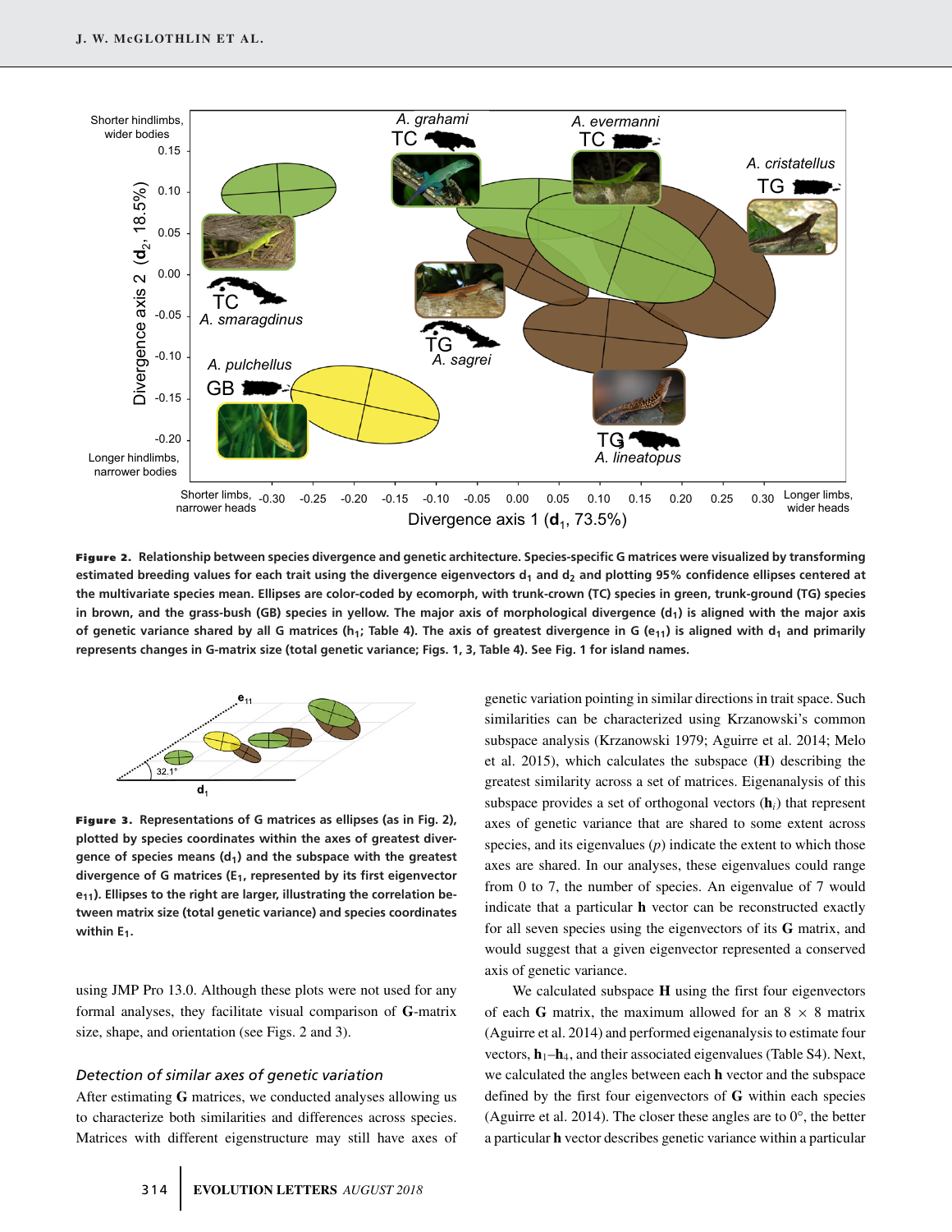**Figure 2.** Relationship between species divergence and genetic architecture. Species-specific **G** matrices were visualized by transforming estimated breeding values for each trait using the divergence eigenvectors $\mathbf{d}_1$ and $\mathbf{d}_2$ and plotting 95% confidence ellipses centered at the multivariate species mean. Ellipses are color-coded by ecomorph, with trunk-crown (TC) species in green, trunk-ground (TG) species in brown, and the grass-bush (GB) species in yellow. The major axis of morphological divergence ($\mathbf{d}_1$) is aligned with the major axis of genetic variance shared by all **G** matrices ($\mathbf{h}_1$; Table 4). The axis of greatest divergence in **G** ($\mathbf{e}_{11}$) is aligned with $\mathbf{d}_1$ and primarily represents changes in **G**-matrix size (total genetic variance; Figs. 1, 3, Table 4). See Fig. 1 for island names.

**Figure 3.** Representations of **G** matrices as ellipses (as in Fig. 2), plotted by species coordinates within the axes of greatest divergence of species means ($\mathbf{d}_1$) and the subspace with the greatest divergence of **G** matrices ($\mathbf{E}_1$, represented by its first eigenvector $\mathbf{e}_{11}$). Ellipses to the right are larger, illustrating the correlation between matrix size (total genetic variance) and species coordinates within $\mathbf{E}_1$.

using JMP Pro 13.0. Although these plots were not used for any formal analyses, they facilitate visual comparison of **G**-matrix size, shape, and orientation (see Figs. 2 and 3).

### *Detection of similar axes of genetic variation*

After estimating **G** matrices, we conducted analyses allowing us to characterize both similarities and differences across species. Matrices with different eigenstructure may still have axes of genetic variation pointing in similar directions in trait space. Such similarities can be characterized using Krzanowski's common subspace analysis (Krzanowski 1979; Aguirre et al. 2014; Melo et al. 2015), which calculates the subspace (**H**) describing the greatest similarity across a set of matrices. Eigenanalysis of this subspace provides a set of orthogonal vectors ($\mathbf{h}_i$) that represent axes of genetic variance that are shared to some extent across species, and its eigenvalues ($p$) indicate the extent to which those axes are shared. In our analyses, these eigenvalues could range from 0 to 7, the number of species. An eigenvalue of 7 would indicate that a particular **h** vector can be reconstructed exactly for all seven species using the eigenvectors of its **G** matrix, and would suggest that a given eigenvector represented a conserved axis of genetic variance.

We calculated subspace **H** using the first four eigenvectors of each **G** matrix, the maximum allowed for an 8 × 8 matrix (Aguirre et al. 2014) and performed eigenanalysis to estimate four vectors, $\mathbf{h}_1$–$\mathbf{h}_4$, and their associated eigenvalues (Table S4). Next, we calculated the angles between each **h** vector and the subspace defined by the first four eigenvectors of **G** within each species (Aguirre et al. 2014). The closer these angles are to 0°, the better a particular **h** vector describes genetic variance within a particular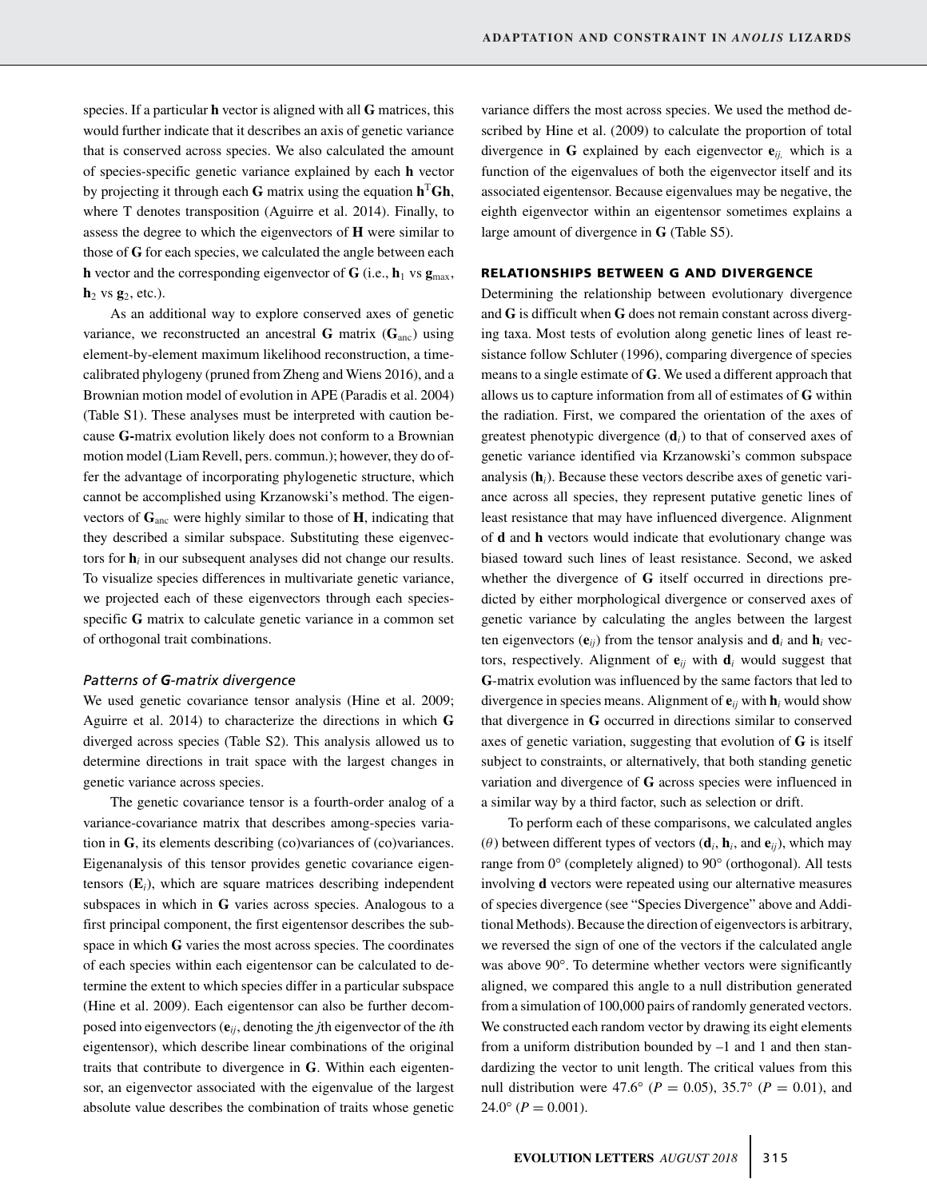species. If a particular **h** vector is aligned with all **G** matrices, this would further indicate that it describes an axis of genetic variance that is conserved across species. We also calculated the amount of species-specific genetic variance explained by each **h** vector by projecting it through each **G** matrix using the equation $\mathbf{h}^{\mathrm{T}}\mathbf{G}\mathbf{h}$, where T denotes transposition (Aguirre et al. 2014). Finally, to assess the degree to which the eigenvectors of **H** were similar to those of **G** for each species, we calculated the angle between each **h** vector and the corresponding eigenvector of **G** (i.e., $\mathbf{h}_1$ vs $\mathbf{g}_{max}$, $\mathbf{h}_2$ vs $\mathbf{g}_2$, etc.).

As an additional way to explore conserved axes of genetic variance, we reconstructed an ancestral **G** matrix ($\mathbf{G}_{anc}$) using element-by-element maximum likelihood reconstruction, a time-calibrated phylogeny (pruned from Zheng and Wiens 2016), and a Brownian motion model of evolution in APE (Paradis et al. 2004) (Table S1). These analyses must be interpreted with caution because **G**-matrix evolution likely does not conform to a Brownian motion model (Liam Revell, pers. commun.); however, they do offer the advantage of incorporating phylogenetic structure, which cannot be accomplished using Krzanowski's method. The eigenvectors of $\mathbf{G}_{anc}$ were highly similar to those of **H**, indicating that they described a similar subspace. Substituting these eigenvectors for $\mathbf{h}_i$ in our subsequent analyses did not change our results. To visualize species differences in multivariate genetic variance, we projected each of these eigenvectors through each species-specific **G** matrix to calculate genetic variance in a common set of orthogonal trait combinations.

### *Patterns of G-matrix divergence*

We used genetic covariance tensor analysis (Hine et al. 2009; Aguirre et al. 2014) to characterize the directions in which **G** diverged across species (Table S2). This analysis allowed us to determine directions in trait space with the largest changes in genetic variance across species.

The genetic covariance tensor is a fourth-order analog of a variance-covariance matrix that describes among-species variation in **G**, its elements describing (co)variances of (co)variances. Eigenanalysis of this tensor provides genetic covariance eigentensors ($\mathbf{E}_i$), which are square matrices describing independent subspaces in which in **G** varies across species. Analogous to a first principal component, the first eigentensor describes the subspace in which **G** varies the most across species. The coordinates of each species within each eigentensor can be calculated to determine the extent to which species differ in a particular subspace (Hine et al. 2009). Each eigentensor can also be further decomposed into eigenvectors ($\mathbf{e}_{ij}$, denoting the *j*th eigenvector of the *i*th eigentensor), which describe linear combinations of the original traits that contribute to divergence in **G**. Within each eigentensor, an eigenvector associated with the eigenvalue of the largest absolute value describes the combination of traits whose genetic variance differs the most across species. We used the method described by Hine et al. (2009) to calculate the proportion of total divergence in **G** explained by each eigenvector $\mathbf{e}_{ij}$, which is a function of the eigenvalues of both the eigenvector itself and its associated eigentensor. Because eigenvalues may be negative, the eighth eigenvector within an eigentensor sometimes explains a large amount of divergence in **G** (Table S5).

## RELATIONSHIPS BETWEEN G AND DIVERGENCE

Determining the relationship between evolutionary divergence and **G** is difficult when **G** does not remain constant across diverging taxa. Most tests of evolution along genetic lines of least resistance follow Schluter (1996), comparing divergence of species means to a single estimate of **G**. We used a different approach that allows us to capture information from all of estimates of **G** within the radiation. First, we compared the orientation of the axes of greatest phenotypic divergence ($\mathbf{d}_i$) to that of conserved axes of genetic variance identified via Krzanowski's common subspace analysis ($\mathbf{h}_i$). Because these vectors describe axes of genetic variance across all species, they represent putative genetic lines of least resistance that may have influenced divergence. Alignment of **d** and **h** vectors would indicate that evolutionary change was biased toward such lines of least resistance. Second, we asked whether the divergence of **G** itself occurred in directions predicted by either morphological divergence or conserved axes of genetic variance by calculating the angles between the largest ten eigenvectors ($\mathbf{e}_{ij}$) from the tensor analysis and $\mathbf{d}_i$ and $\mathbf{h}_i$ vectors, respectively. Alignment of $\mathbf{e}_{ij}$ with $\mathbf{d}_i$ would suggest that **G**-matrix evolution was influenced by the same factors that led to divergence in species means. Alignment of $\mathbf{e}_{ij}$ with $\mathbf{h}_i$ would show that divergence in **G** occurred in directions similar to conserved axes of genetic variation, suggesting that evolution of **G** is itself subject to constraints, or alternatively, that both standing genetic variation and divergence of **G** across species were influenced in a similar way by a third factor, such as selection or drift.

To perform each of these comparisons, we calculated angles ($\theta$) between different types of vectors ($\mathbf{d}_i$, $\mathbf{h}_i$, and $\mathbf{e}_{ij}$), which may range from 0° (completely aligned) to 90° (orthogonal). All tests involving **d** vectors were repeated using our alternative measures of species divergence (see "Species Divergence" above and Additional Methods). Because the direction of eigenvectors is arbitrary, we reversed the sign of one of the vectors if the calculated angle was above 90°. To determine whether vectors were significantly aligned, we compared this angle to a null distribution generated from a simulation of 100,000 pairs of randomly generated vectors. We constructed each random vector by drawing its eight elements from a uniform distribution bounded by –1 and 1 and then standardizing the vector to unit length. The critical values from this null distribution were 47.6° ($P = 0.05$), 35.7° ($P = 0.01$), and 24.0° ($P = 0.001$).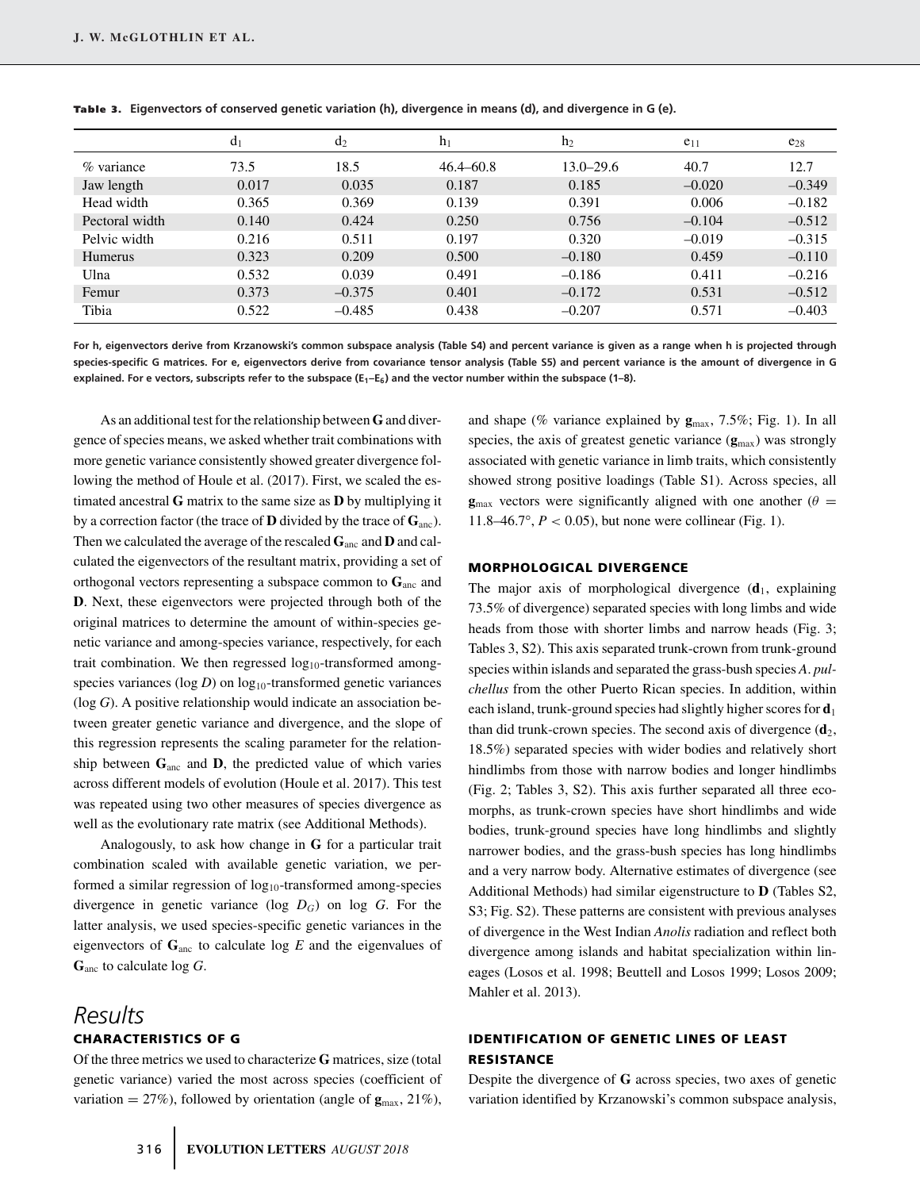**Table 3.** Eigenvectors of conserved genetic variation (h), divergence in means (d), and divergence in G (e).

| | $d_1$ | $d_2$ | $h_1$ | $h_2$ | $e_{11}$ | $e_{28}$ |
|---|---|---|---|---|---|---|
| % variance | 73.5 | 18.5 | 46.4–60.8 | 13.0–29.6 | 40.7 | 12.7 |
| Jaw length | 0.017 | 0.035 | 0.187 | 0.185 | –0.020 | –0.349 |
| Head width | 0.365 | 0.369 | 0.139 | 0.391 | 0.006 | –0.182 |
| Pectoral width | 0.140 | 0.424 | 0.250 | 0.756 | –0.104 | –0.512 |
| Pelvic width | 0.216 | 0.511 | 0.197 | 0.320 | –0.019 | –0.315 |
| Humerus | 0.323 | 0.209 | 0.500 | –0.180 | 0.459 | –0.110 |
| Ulna | 0.532 | 0.039 | 0.491 | –0.186 | 0.411 | –0.216 |
| Femur | 0.373 | –0.375 | 0.401 | –0.172 | 0.531 | –0.512 |
| Tibia | 0.522 | –0.485 | 0.438 | –0.207 | 0.571 | –0.403 |

For h, eigenvectors derive from Krzanowski's common subspace analysis (Table S4) and percent variance is given as a range when h is projected through species-specific G matrices. For e, eigenvectors derive from covariance tensor analysis (Table S5) and percent variance is the amount of divergence in G explained. For e vectors, subscripts refer to the subspace ($E_1$–$E_6$) and the vector number within the subspace (1–8).

As an additional test for the relationship between **G** and divergence of species means, we asked whether trait combinations with more genetic variance consistently showed greater divergence following the method of Houle et al. (2017). First, we scaled the estimated ancestral **G** matrix to the same size as **D** by multiplying it by a correction factor (the trace of **D** divided by the trace of $\mathbf{G}_{anc}$). Then we calculated the average of the rescaled $\mathbf{G}_{anc}$ and **D** and calculated the eigenvectors of the resultant matrix, providing a set of orthogonal vectors representing a subspace common to $\mathbf{G}_{anc}$ and **D**. Next, these eigenvectors were projected through both of the original matrices to determine the amount of within-species genetic variance and among-species variance, respectively, for each trait combination. We then regressed $\log_{10}$-transformed among-species variances (log *D*) on $\log_{10}$-transformed genetic variances (log *G*). A positive relationship would indicate an association between greater genetic variance and divergence, and the slope of this regression represents the scaling parameter for the relationship between $\mathbf{G}_{anc}$ and **D**, the predicted value of which varies across different models of evolution (Houle et al. 2017). This test was repeated using two other measures of species divergence as well as the evolutionary rate matrix (see Additional Methods).

Analogously, to ask how change in **G** for a particular trait combination scaled with available genetic variation, we performed a similar regression of $\log_{10}$-transformed among-species divergence in genetic variance (log $D_G$) on log *G*. For the latter analysis, we used species-specific genetic variances in the eigenvectors of $\mathbf{G}_{anc}$ to calculate log *E* and the eigenvalues of $\mathbf{G}_{anc}$ to calculate log *G*.

# Results

## CHARACTERISTICS OF G

Of the three metrics we used to characterize **G** matrices, size (total genetic variance) varied the most across species (coefficient of variation = 27%), followed by orientation (angle of $\mathbf{g}_{max}$, 21%), and shape (% variance explained by $\mathbf{g}_{max}$, 7.5%; Fig. 1). In all species, the axis of greatest genetic variance ($\mathbf{g}_{max}$) was strongly associated with genetic variance in limb traits, which consistently showed strong positive loadings (Table S1). Across species, all $\mathbf{g}_{max}$ vectors were significantly aligned with one another ($\theta$ = 11.8–46.7°, $P < 0.05$), but none were collinear (Fig. 1).

## MORPHOLOGICAL DIVERGENCE

The major axis of morphological divergence ($\mathbf{d}_1$, explaining 73.5% of divergence) separated species with long limbs and wide heads from those with shorter limbs and narrow heads (Fig. 3; Tables 3, S2). This axis separated trunk-crown from trunk-ground species within islands and separated the grass-bush species *A. pulchellus* from the other Puerto Rican species. In addition, within each island, trunk-ground species had slightly higher scores for $\mathbf{d}_1$ than did trunk-crown species. The second axis of divergence ($\mathbf{d}_2$, 18.5%) separated species with wider bodies and relatively short hindlimbs from those with narrow bodies and longer hindlimbs (Fig. 2; Tables 3, S2). This axis further separated all three ecomorphs, as trunk-crown species have short hindlimbs and wide bodies, trunk-ground species have long hindlimbs and slightly narrower bodies, and the grass-bush species has long hindlimbs and a very narrow body. Alternative estimates of divergence (see Additional Methods) had similar eigenstructure to **D** (Tables S2, S3; Fig. S2). These patterns are consistent with previous analyses of divergence in the West Indian *Anolis* radiation and reflect both divergence among islands and habitat specialization within lineages (Losos et al. 1998; Beuttell and Losos 1999; Losos 2009; Mahler et al. 2013).

## IDENTIFICATION OF GENETIC LINES OF LEAST RESISTANCE

Despite the divergence of **G** across species, two axes of genetic variation identified by Krzanowski's common subspace analysis,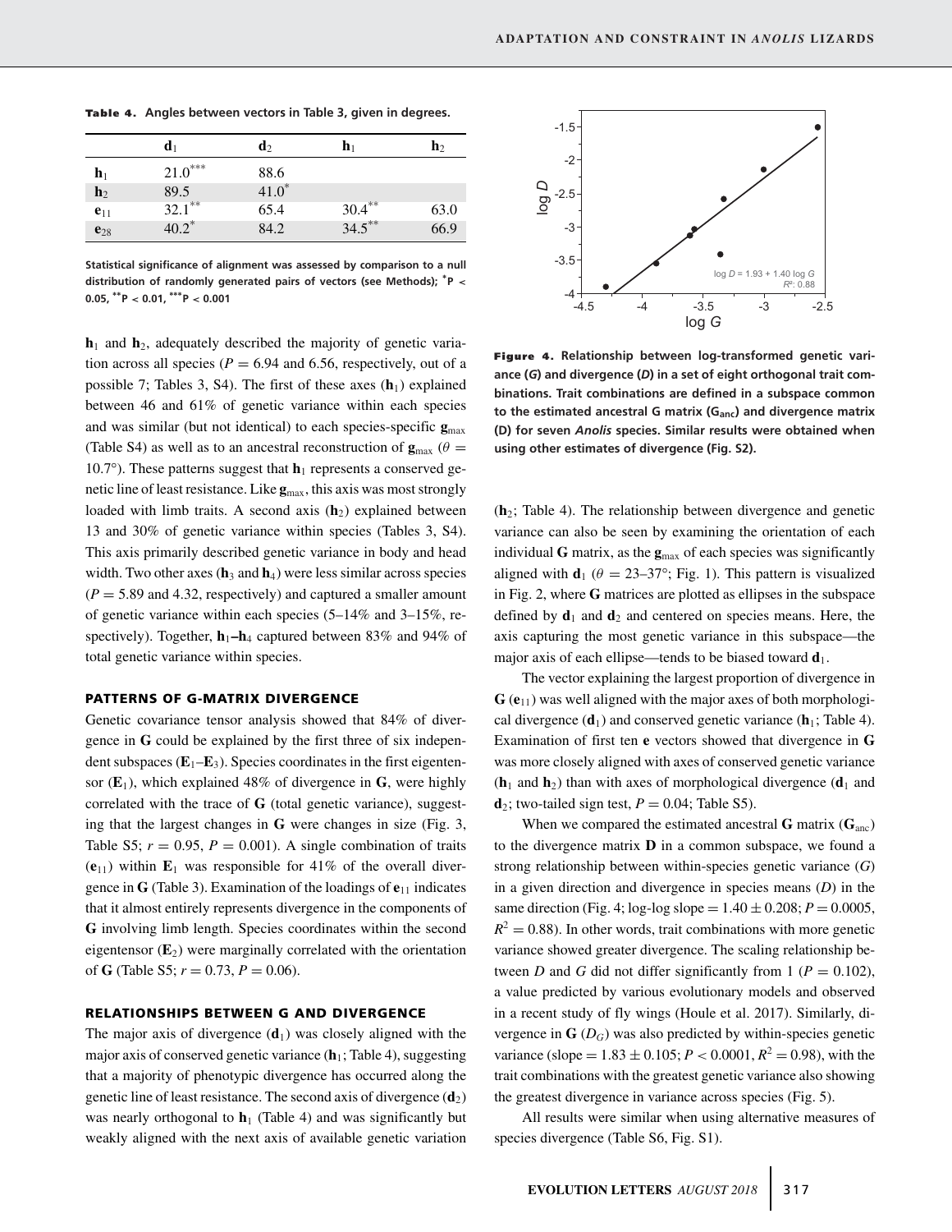**Table 4.** Angles between vectors in Table 3, given in degrees.

| | $\mathbf{d}_1$ | $\mathbf{d}_2$ | $\mathbf{h}_1$ | $\mathbf{h}_2$ |
|---|---|---|---|---|
| $\mathbf{h}_1$ | $21.0^{***}$ | 88.6 | | |
| $\mathbf{h}_2$ | 89.5 | $41.0^{*}$ | | |
| $\mathbf{e}_{11}$ | $32.1^{**}$ | 65.4 | $30.4^{**}$ | 63.0 |
| $\mathbf{e}_{28}$ | $40.2^{*}$ | 84.2 | $34.5^{**}$ | 66.9 |

Statistical significance of alignment was assessed by comparison to a null distribution of randomly generated pairs of vectors (see Methods); $^{*}P < 0.05$, $^{**}P < 0.01$, $^{***}P < 0.001$

$\mathbf{h}_1$ and $\mathbf{h}_2$, adequately described the majority of genetic variation across all species ($P = 6.94$ and 6.56, respectively, out of a possible 7; Tables 3, S4). The first of these axes ($\mathbf{h}_1$) explained between 46 and 61% of genetic variance within each species and was similar (but not identical) to each species-specific $\mathbf{g}_{max}$ (Table S4) as well as to an ancestral reconstruction of $\mathbf{g}_{max}$ ($\theta = 10.7°$). These patterns suggest that $\mathbf{h}_1$ represents a conserved genetic line of least resistance. Like $\mathbf{g}_{max}$, this axis was most strongly loaded with limb traits. A second axis ($\mathbf{h}_2$) explained between 13 and 30% of genetic variance within species (Tables 3, S4). This axis primarily described genetic variance in body and head width. Two other axes ($\mathbf{h}_3$ and $\mathbf{h}_4$) were less similar across species ($P = 5.89$ and 4.32, respectively) and captured a smaller amount of genetic variance within each species (5–14% and 3–15%, respectively). Together, $\mathbf{h}_1$–$\mathbf{h}_4$ captured between 83% and 94% of total genetic variance within species.

## PATTERNS OF G-MATRIX DIVERGENCE

Genetic covariance tensor analysis showed that 84% of divergence in **G** could be explained by the first three of six independent subspaces ($\mathbf{E}_1$–$\mathbf{E}_3$). Species coordinates in the first eigentensor ($\mathbf{E}_1$), which explained 48% of divergence in **G**, were highly correlated with the trace of **G** (total genetic variance), suggesting that the largest changes in **G** were changes in size (Fig. 3, Table S5; $r = 0.95$, $P = 0.001$). A single combination of traits ($\mathbf{e}_{11}$) within $\mathbf{E}_1$ was responsible for 41% of the overall divergence in **G** (Table 3). Examination of the loadings of $\mathbf{e}_{11}$ indicates that it almost entirely represents divergence in the components of **G** involving limb length. Species coordinates within the second eigentensor ($\mathbf{E}_2$) were marginally correlated with the orientation of **G** (Table S5; $r = 0.73$, $P = 0.06$).

## RELATIONSHIPS BETWEEN G AND DIVERGENCE

The major axis of divergence ($\mathbf{d}_1$) was closely aligned with the major axis of conserved genetic variance ($\mathbf{h}_1$; Table 4), suggesting that a majority of phenotypic divergence has occurred along the genetic line of least resistance. The second axis of divergence ($\mathbf{d}_2$) was nearly orthogonal to $\mathbf{h}_1$ (Table 4) and was significantly but weakly aligned with the next axis of available genetic variation

**Figure 4.** Relationship between log-transformed genetic variance (*G*) and divergence (*D*) in a set of eight orthogonal trait combinations. Trait combinations are defined in a subspace common to the estimated ancestral G matrix ($\mathbf{G}_{anc}$) and divergence matrix (D) for seven *Anolis* species. Similar results were obtained when using other estimates of divergence (Fig. S2).

($\mathbf{h}_2$; Table 4). The relationship between divergence and genetic variance can also be seen by examining the orientation of each individual **G** matrix, as the $\mathbf{g}_{max}$ of each species was significantly aligned with $\mathbf{d}_1$ ($\theta = 23$–$37°$; Fig. 1). This pattern is visualized in Fig. 2, where **G** matrices are plotted as ellipses in the subspace defined by $\mathbf{d}_1$ and $\mathbf{d}_2$ and centered on species means. Here, the axis capturing the most genetic variance in this subspace—the major axis of each ellipse—tends to be biased toward $\mathbf{d}_1$.

The vector explaining the largest proportion of divergence in **G** ($\mathbf{e}_{11}$) was well aligned with the major axes of both morphological divergence ($\mathbf{d}_1$) and conserved genetic variance ($\mathbf{h}_1$; Table 4). Examination of first ten **e** vectors showed that divergence in **G** was more closely aligned with axes of conserved genetic variance ($\mathbf{h}_1$ and $\mathbf{h}_2$) than with axes of morphological divergence ($\mathbf{d}_1$ and $\mathbf{d}_2$; two-tailed sign test, $P = 0.04$; Table S5).

When we compared the estimated ancestral **G** matrix ($\mathbf{G}_{anc}$) to the divergence matrix **D** in a common subspace, we found a strong relationship between within-species genetic variance (*G*) in a given direction and divergence in species means (*D*) in the same direction (Fig. 4; log-log slope $= 1.40 \pm 0.208$; $P = 0.0005$, $R^2 = 0.88$). In other words, trait combinations with more genetic variance showed greater divergence. The scaling relationship between *D* and *G* did not differ significantly from 1 ($P = 0.102$), a value predicted by various evolutionary models and observed in a recent study of fly wings (Houle et al. 2017). Similarly, divergence in **G** ($D_G$) was also predicted by within-species genetic variance (slope $= 1.83 \pm 0.105$; $P < 0.0001$, $R^2 = 0.98$), with the trait combinations with the greatest genetic variance also showing the greatest divergence in variance across species (Fig. 5).

All results were similar when using alternative measures of species divergence (Table S6, Fig. S1).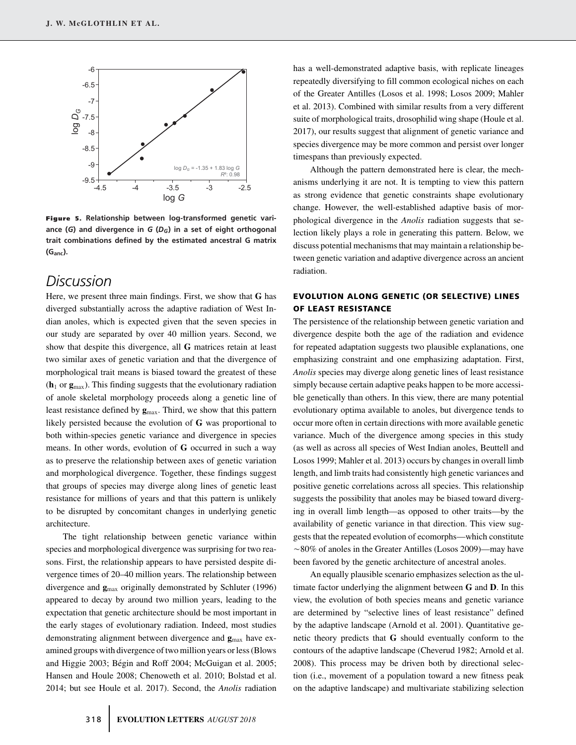Figure 5. Relationship between log-transformed genetic variance ($G$) and divergence in $G$ ($D_G$) in a set of eight orthogonal trait combinations defined by the estimated ancestral G matrix ($\mathbf{G}_{anc}$).

## Discussion

Here, we present three main findings. First, we show that **G** has diverged substantially across the adaptive radiation of West Indian anoles, which is expected given that the seven species in our study are separated by over 40 million years. Second, we show that despite this divergence, all **G** matrices retain at least two similar axes of genetic variation and that the divergence of morphological trait means is biased toward the greatest of these ($\mathbf{h}_1$ or $\mathbf{g}_{max}$). This finding suggests that the evolutionary radiation of anole skeletal morphology proceeds along a genetic line of least resistance defined by $\mathbf{g}_{max}$. Third, we show that this pattern likely persisted because the evolution of **G** was proportional to both within-species genetic variance and divergence in species means. In other words, evolution of **G** occurred in such a way as to preserve the relationship between axes of genetic variation and morphological divergence. Together, these findings suggest that groups of species may diverge along lines of genetic least resistance for millions of years and that this pattern is unlikely to be disrupted by concomitant changes in underlying genetic architecture.

The tight relationship between genetic variance within species and morphological divergence was surprising for two reasons. First, the relationship appears to have persisted despite divergence times of 20–40 million years. The relationship between divergence and $\mathbf{g}_{max}$ originally demonstrated by Schluter (1996) appeared to decay by around two million years, leading to the expectation that genetic architecture should be most important in the early stages of evolutionary radiation. Indeed, most studies demonstrating alignment between divergence and $\mathbf{g}_{max}$ have examined groups with divergence of two million years or less (Blows and Higgie 2003; Bégin and Roff 2004; McGuigan et al. 2005; Hansen and Houle 2008; Chenoweth et al. 2010; Bolstad et al. 2014; but see Houle et al. 2017). Second, the *Anolis* radiation has a well-demonstrated adaptive basis, with replicate lineages repeatedly diversifying to fill common ecological niches on each of the Greater Antilles (Losos et al. 1998; Losos 2009; Mahler et al. 2013). Combined with similar results from a very different suite of morphological traits, drosophilid wing shape (Houle et al. 2017), our results suggest that alignment of genetic variance and species divergence may be more common and persist over longer timespans than previously expected.

Although the pattern demonstrated here is clear, the mechanisms underlying it are not. It is tempting to view this pattern as strong evidence that genetic constraints shape evolutionary change. However, the well-established adaptive basis of morphological divergence in the *Anolis* radiation suggests that selection likely plays a role in generating this pattern. Below, we discuss potential mechanisms that may maintain a relationship between genetic variation and adaptive divergence across an ancient radiation.

### EVOLUTION ALONG GENETIC (OR SELECTIVE) LINES OF LEAST RESISTANCE

The persistence of the relationship between genetic variation and divergence despite both the age of the radiation and evidence for repeated adaptation suggests two plausible explanations, one emphasizing constraint and one emphasizing adaptation. First, *Anolis* species may diverge along genetic lines of least resistance simply because certain adaptive peaks happen to be more accessible genetically than others. In this view, there are many potential evolutionary optima available to anoles, but divergence tends to occur more often in certain directions with more available genetic variance. Much of the divergence among species in this study (as well as across all species of West Indian anoles, Beuttell and Losos 1999; Mahler et al. 2013) occurs by changes in overall limb length, and limb traits had consistently high genetic variances and positive genetic correlations across all species. This relationship suggests the possibility that anoles may be biased toward diverging in overall limb length—as opposed to other traits—by the availability of genetic variance in that direction. This view suggests that the repeated evolution of ecomorphs—which constitute ~80% of anoles in the Greater Antilles (Losos 2009)—may have been favored by the genetic architecture of ancestral anoles.

An equally plausible scenario emphasizes selection as the ultimate factor underlying the alignment between **G** and **D**. In this view, the evolution of both species means and genetic variance are determined by "selective lines of least resistance" defined by the adaptive landscape (Arnold et al. 2001). Quantitative genetic theory predicts that **G** should eventually conform to the contours of the adaptive landscape (Cheverud 1982; Arnold et al. 2008). This process may be driven both by directional selection (i.e., movement of a population toward a new fitness peak on the adaptive landscape) and multivariate stabilizing selection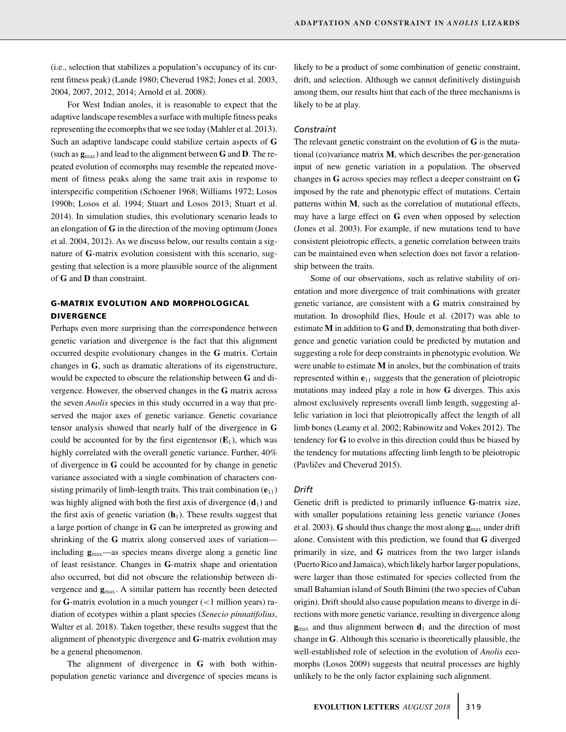(i.e., selection that stabilizes a population's occupancy of its current fitness peak) (Lande 1980; Cheverud 1982; Jones et al. 2003, 2004, 2007, 2012, 2014; Arnold et al. 2008).

For West Indian anoles, it is reasonable to expect that the adaptive landscape resembles a surface with multiple fitness peaks representing the ecomorphs that we see today (Mahler et al. 2013). Such an adaptive landscape could stabilize certain aspects of **G** (such as $\mathbf{g}_{max}$) and lead to the alignment between **G** and **D**. The repeated evolution of ecomorphs may resemble the repeated movement of fitness peaks along the same trait axis in response to interspecific competition (Schoener 1968; Williams 1972; Losos 1990b; Losos et al. 1994; Stuart and Losos 2013; Stuart et al. 2014). In simulation studies, this evolutionary scenario leads to an elongation of **G** in the direction of the moving optimum (Jones et al. 2004, 2012). As we discuss below, our results contain a signature of **G**-matrix evolution consistent with this scenario, suggesting that selection is a more plausible source of the alignment of **G** and **D** than constraint.

## G-MATRIX EVOLUTION AND MORPHOLOGICAL DIVERGENCE

Perhaps even more surprising than the correspondence between genetic variation and divergence is the fact that this alignment occurred despite evolutionary changes in the **G** matrix. Certain changes in **G**, such as dramatic alterations of its eigenstructure, would be expected to obscure the relationship between **G** and divergence. However, the observed changes in the **G** matrix across the seven *Anolis* species in this study occurred in a way that preserved the major axes of genetic variance. Genetic covariance tensor analysis showed that nearly half of the divergence in **G** could be accounted for by the first eigentensor ($\mathbf{E}_1$), which was highly correlated with the overall genetic variance. Further, 40% of divergence in **G** could be accounted for by change in genetic variance associated with a single combination of characters consisting primarily of limb-length traits. This trait combination ($\mathbf{e}_{11}$) was highly aligned with both the first axis of divergence ($\mathbf{d}_1$) and the first axis of genetic variation ($\mathbf{h}_1$). These results suggest that a large portion of change in **G** can be interpreted as growing and shrinking of the **G** matrix along conserved axes of variation—including $\mathbf{g}_{max}$—as species means diverge along a genetic line of least resistance. Changes in **G**-matrix shape and orientation also occurred, but did not obscure the relationship between divergence and $\mathbf{g}_{max}$. A similar pattern has recently been detected for **G**-matrix evolution in a much younger (<1 million years) radiation of ecotypes within a plant species (*Senecio pinnatifolius*, Walter et al. 2018). Taken together, these results suggest that the alignment of phenotypic divergence and **G**-matrix evolution may be a general phenomenon.

The alignment of divergence in **G** with both within-population genetic variance and divergence of species means is likely to be a product of some combination of genetic constraint, drift, and selection. Although we cannot definitively distinguish among them, our results hint that each of the three mechanisms is likely to be at play.

### *Constraint*

The relevant genetic constraint on the evolution of **G** is the mutational (co)variance matrix **M**, which describes the per-generation input of new genetic variation in a population. The observed changes in **G** across species may reflect a deeper constraint on **G** imposed by the rate and phenotypic effect of mutations. Certain patterns within **M**, such as the correlation of mutational effects, may have a large effect on **G** even when opposed by selection (Jones et al. 2003). For example, if new mutations tend to have consistent pleiotropic effects, a genetic correlation between traits can be maintained even when selection does not favor a relationship between the traits.

Some of our observations, such as relative stability of orientation and more divergence of trait combinations with greater genetic variance, are consistent with a **G** matrix constrained by mutation. In drosophilid flies, Houle et al. (2017) was able to estimate **M** in addition to **G** and **D**, demonstrating that both divergence and genetic variation could be predicted by mutation and suggesting a role for deep constraints in phenotypic evolution. We were unable to estimate **M** in anoles, but the combination of traits represented within $\mathbf{e}_{11}$ suggests that the generation of pleiotropic mutations may indeed play a role in how **G** diverges. This axis almost exclusively represents overall limb length, suggesting allelic variation in loci that pleiotropically affect the length of all limb bones (Leamy et al. 2002; Rabinowitz and Vokes 2012). The tendency for **G** to evolve in this direction could thus be biased by the tendency for mutations affecting limb length to be pleiotropic (Pavličev and Cheverud 2015).

### *Drift*

Genetic drift is predicted to primarily influence **G**-matrix size, with smaller populations retaining less genetic variance (Jones et al. 2003). **G** should thus change the most along $\mathbf{g}_{max}$ under drift alone. Consistent with this prediction, we found that **G** diverged primarily in size, and **G** matrices from the two larger islands (Puerto Rico and Jamaica), which likely harbor larger populations, were larger than those estimated for species collected from the small Bahamian island of South Bimini (the two species of Cuban origin). Drift should also cause population means to diverge in directions with more genetic variance, resulting in divergence along $\mathbf{g}_{max}$ and thus alignment between $\mathbf{d}_1$ and the direction of most change in **G**. Although this scenario is theoretically plausible, the well-established role of selection in the evolution of *Anolis* ecomorphs (Losos 2009) suggests that neutral processes are highly unlikely to be the only factor explaining such alignment.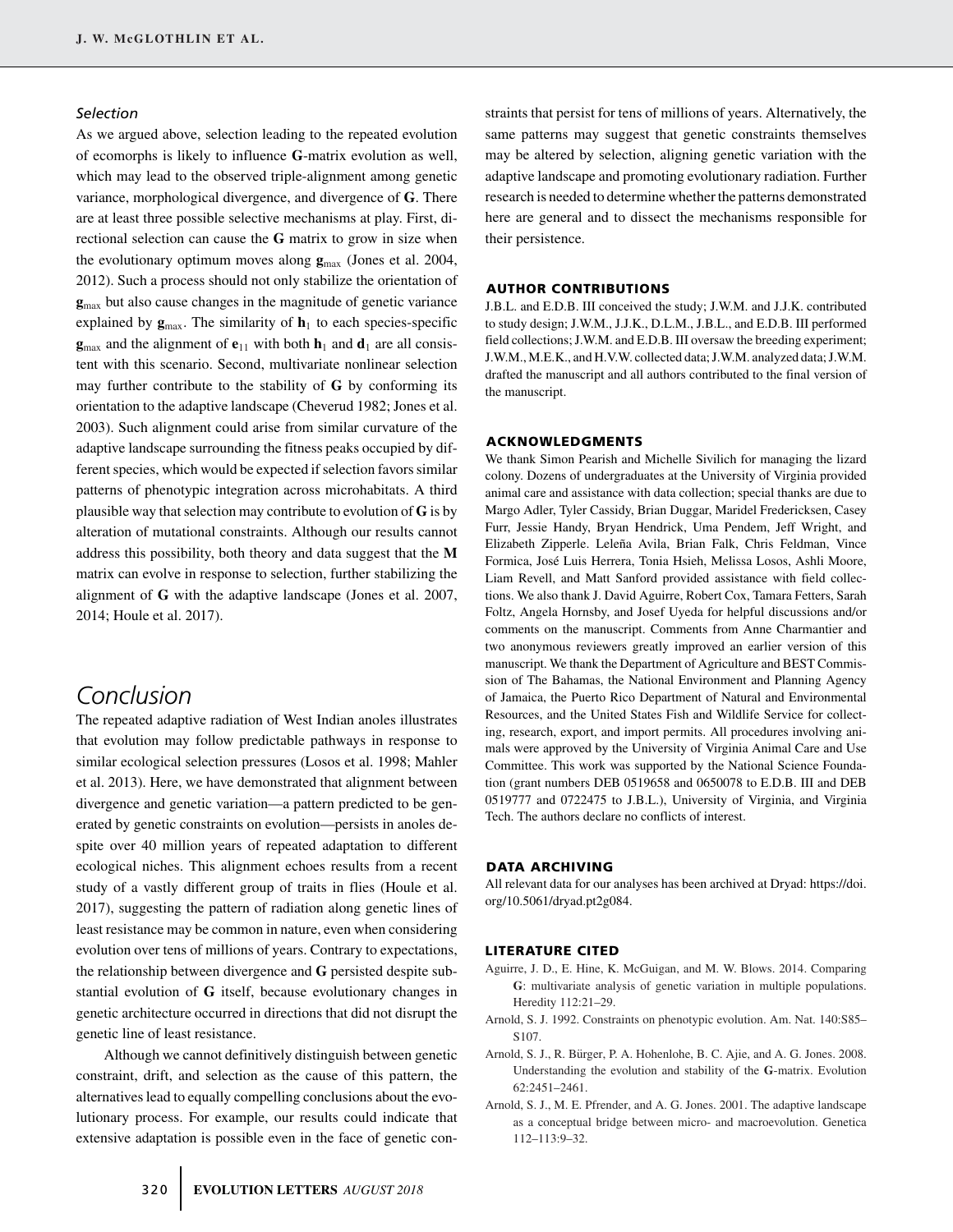### *Selection*

As we argued above, selection leading to the repeated evolution of ecomorphs is likely to influence **G**-matrix evolution as well, which may lead to the observed triple-alignment among genetic variance, morphological divergence, and divergence of **G**. There are at least three possible selective mechanisms at play. First, directional selection can cause the **G** matrix to grow in size when the evolutionary optimum moves along $\mathbf{g}_{max}$ (Jones et al. 2004, 2012). Such a process should not only stabilize the orientation of $\mathbf{g}_{max}$ but also cause changes in the magnitude of genetic variance explained by $\mathbf{g}_{max}$. The similarity of $\mathbf{h}_1$ to each species-specific $\mathbf{g}_{max}$ and the alignment of $\mathbf{e}_{11}$ with both $\mathbf{h}_1$ and $\mathbf{d}_1$ are all consistent with this scenario. Second, multivariate nonlinear selection may further contribute to the stability of **G** by conforming its orientation to the adaptive landscape (Cheverud 1982; Jones et al. 2003). Such alignment could arise from similar curvature of the adaptive landscape surrounding the fitness peaks occupied by different species, which would be expected if selection favors similar patterns of phenotypic integration across microhabitats. A third plausible way that selection may contribute to evolution of **G** is by alteration of mutational constraints. Although our results cannot address this possibility, both theory and data suggest that the **M** matrix can evolve in response to selection, further stabilizing the alignment of **G** with the adaptive landscape (Jones et al. 2007, 2014; Houle et al. 2017).

# *Conclusion*

The repeated adaptive radiation of West Indian anoles illustrates that evolution may follow predictable pathways in response to similar ecological selection pressures (Losos et al. 1998; Mahler et al. 2013). Here, we have demonstrated that alignment between divergence and genetic variation—a pattern predicted to be generated by genetic constraints on evolution—persists in anoles despite over 40 million years of repeated adaptation to different ecological niches. This alignment echoes results from a recent study of a vastly different group of traits in flies (Houle et al. 2017), suggesting the pattern of radiation along genetic lines of least resistance may be common in nature, even when considering evolution over tens of millions of years. Contrary to expectations, the relationship between divergence and **G** persisted despite substantial evolution of **G** itself, because evolutionary changes in genetic architecture occurred in directions that did not disrupt the genetic line of least resistance.

Although we cannot definitively distinguish between genetic constraint, drift, and selection as the cause of this pattern, the alternatives lead to equally compelling conclusions about the evolutionary process. For example, our results could indicate that extensive adaptation is possible even in the face of genetic constraints that persist for tens of millions of years. Alternatively, the same patterns may suggest that genetic constraints themselves may be altered by selection, aligning genetic variation with the adaptive landscape and promoting evolutionary radiation. Further research is needed to determine whether the patterns demonstrated here are general and to dissect the mechanisms responsible for their persistence.

## AUTHOR CONTRIBUTIONS

J.B.L. and E.D.B. III conceived the study; J.W.M. and J.J.K. contributed to study design; J.W.M., J.J.K., D.L.M., J.B.L., and E.D.B. III performed field collections; J.W.M. and E.D.B. III oversaw the breeding experiment; J.W.M., M.E.K., and H.V.W. collected data; J.W.M. analyzed data; J.W.M. drafted the manuscript and all authors contributed to the final version of the manuscript.

## ACKNOWLEDGMENTS

We thank Simon Pearish and Michelle Sivilich for managing the lizard colony. Dozens of undergraduates at the University of Virginia provided animal care and assistance with data collection; special thanks are due to Margo Adler, Tyler Cassidy, Brian Duggar, Maridel Fredericksen, Casey Furr, Jessie Handy, Bryan Hendrick, Uma Pendem, Jeff Wright, and Elizabeth Zipperle. Leleña Avila, Brian Falk, Chris Feldman, Vince Formica, José Luis Herrera, Tonia Hsieh, Melissa Losos, Ashli Moore, Liam Revell, and Matt Sanford provided assistance with field collections. We also thank J. David Aguirre, Robert Cox, Tamara Fetters, Sarah Foltz, Angela Hornsby, and Josef Uyeda for helpful discussions and/or comments on the manuscript. Comments from Anne Charmantier and two anonymous reviewers greatly improved an earlier version of this manuscript. We thank the Department of Agriculture and BEST Commission of The Bahamas, the National Environment and Planning Agency of Jamaica, the Puerto Rico Department of Natural and Environmental Resources, and the United States Fish and Wildlife Service for collecting, research, export, and import permits. All procedures involving animals were approved by the University of Virginia Animal Care and Use Committee. This work was supported by the National Science Foundation (grant numbers DEB 0519658 and 0650078 to E.D.B. III and DEB 0519777 and 0722475 to J.B.L.), University of Virginia, and Virginia Tech. The authors declare no conflicts of interest.

## DATA ARCHIVING

All relevant data for our analyses has been archived at Dryad: https://doi.org/10.5061/dryad.pt2g084.

## LITERATURE CITED

- Aguirre, J. D., E. Hine, K. McGuigan, and M. W. Blows. 2014. Comparing **G**: multivariate analysis of genetic variation in multiple populations. Heredity 112:21–29.
- Arnold, S. J. 1992. Constraints on phenotypic evolution. Am. Nat. 140:S85–S107.
- Arnold, S. J., R. Bürger, P. A. Hohenlohe, B. C. Ajie, and A. G. Jones. 2008. Understanding the evolution and stability of the **G**-matrix. Evolution 62:2451–2461.
- Arnold, S. J., M. E. Pfrender, and A. G. Jones. 2001. The adaptive landscape as a conceptual bridge between micro- and macroevolution. Genetica 112–113:9–32.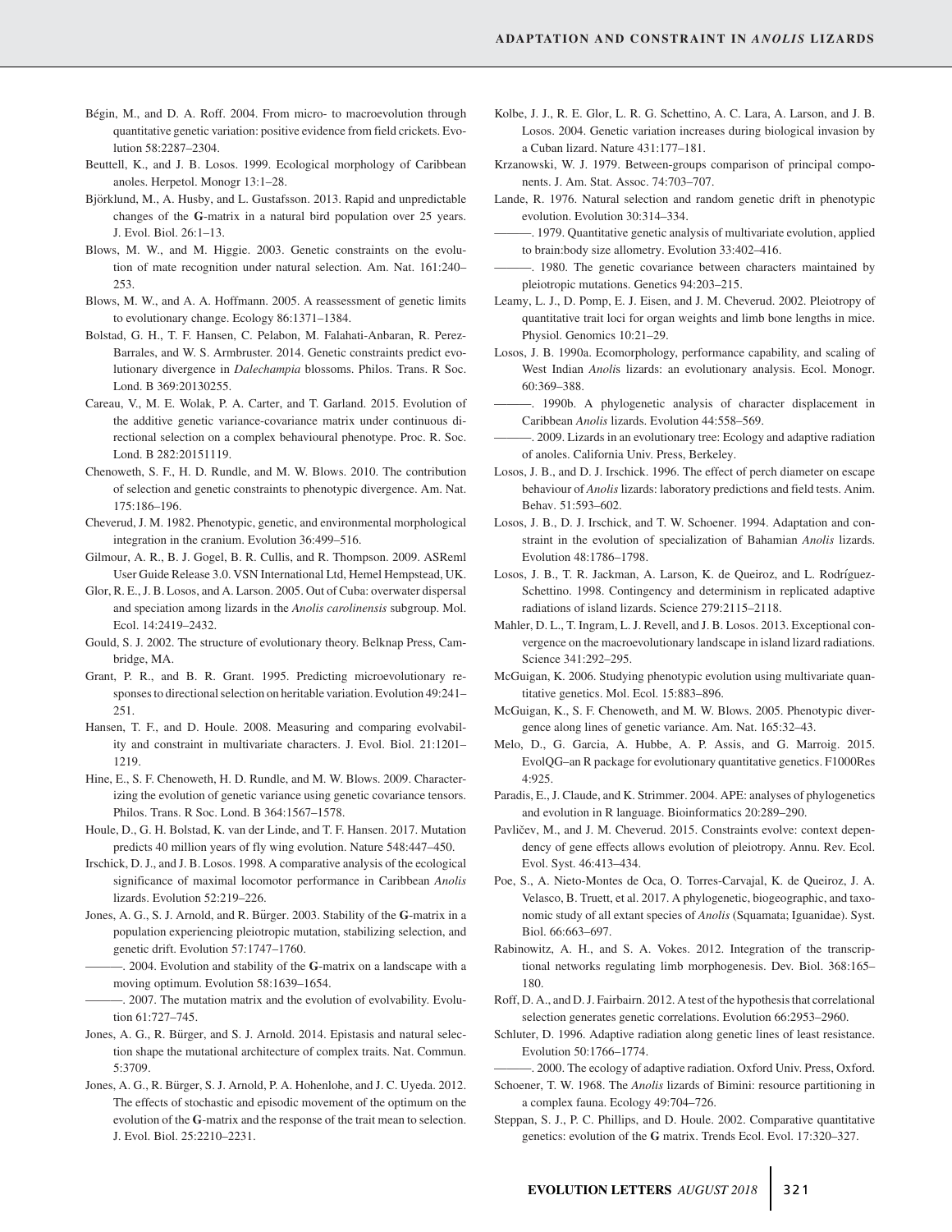Bégin, M., and D. A. Roff. 2004. From micro- to macroevolution through quantitative genetic variation: positive evidence from field crickets. Evolution 58:2287–2304.

Beuttell, K., and J. B. Losos. 1999. Ecological morphology of Caribbean anoles. Herpetol. Monogr 13:1–28.

Björklund, M., A. Husby, and L. Gustafsson. 2013. Rapid and unpredictable changes of the **G**-matrix in a natural bird population over 25 years. J. Evol. Biol. 26:1–13.

Blows, M. W., and M. Higgie. 2003. Genetic constraints on the evolution of mate recognition under natural selection. Am. Nat. 161:240–253.

Blows, M. W., and A. A. Hoffmann. 2005. A reassessment of genetic limits to evolutionary change. Ecology 86:1371–1384.

Bolstad, G. H., T. F. Hansen, C. Pelabon, M. Falahati-Anbaran, R. Perez-Barrales, and W. S. Armbruster. 2014. Genetic constraints predict evolutionary divergence in *Dalechampia* blossoms. Philos. Trans. R Soc. Lond. B 369:20130255.

Careau, V., M. E. Wolak, P. A. Carter, and T. Garland. 2015. Evolution of the additive genetic variance-covariance matrix under continuous directional selection on a complex behavioural phenotype. Proc. R. Soc. Lond. B 282:20151119.

Chenoweth, S. F., H. D. Rundle, and M. W. Blows. 2010. The contribution of selection and genetic constraints to phenotypic divergence. Am. Nat. 175:186–196.

Cheverud, J. M. 1982. Phenotypic, genetic, and environmental morphological integration in the cranium. Evolution 36:499–516.

Gilmour, A. R., B. J. Gogel, B. R. Cullis, and R. Thompson. 2009. ASReml User Guide Release 3.0. VSN International Ltd, Hemel Hempstead, UK.

Glor, R. E., J. B. Losos, and A. Larson. 2005. Out of Cuba: overwater dispersal and speciation among lizards in the *Anolis carolinensis* subgroup. Mol. Ecol. 14:2419–2432.

Gould, S. J. 2002. The structure of evolutionary theory. Belknap Press, Cambridge, MA.

Grant, P. R., and B. R. Grant. 1995. Predicting microevolutionary responses to directional selection on heritable variation. Evolution 49:241–251.

Hansen, T. F., and D. Houle. 2008. Measuring and comparing evolvability and constraint in multivariate characters. J. Evol. Biol. 21:1201–1219.

Hine, E., S. F. Chenoweth, H. D. Rundle, and M. W. Blows. 2009. Characterizing the evolution of genetic variance using genetic covariance tensors. Philos. Trans. R Soc. Lond. B 364:1567–1578.

Houle, D., G. H. Bolstad, K. van der Linde, and T. F. Hansen. 2017. Mutation predicts 40 million years of fly wing evolution. Nature 548:447–450.

Irschick, D. J., and J. B. Losos. 1998. A comparative analysis of the ecological significance of maximal locomotor performance in Caribbean *Anolis* lizards. Evolution 52:219–226.

Jones, A. G., S. J. Arnold, and R. Bürger. 2003. Stability of the **G**-matrix in a population experiencing pleiotropic mutation, stabilizing selection, and genetic drift. Evolution 57:1747–1760.

———. 2004. Evolution and stability of the **G**-matrix on a landscape with a moving optimum. Evolution 58:1639–1654.

———. 2007. The mutation matrix and the evolution of evolvability. Evolution 61:727–745.

Jones, A. G., R. Bürger, and S. J. Arnold. 2014. Epistasis and natural selection shape the mutational architecture of complex traits. Nat. Commun. 5:3709.

Jones, A. G., R. Bürger, S. J. Arnold, P. A. Hohenlohe, and J. C. Uyeda. 2012. The effects of stochastic and episodic movement of the optimum on the evolution of the **G**-matrix and the response of the trait mean to selection. J. Evol. Biol. 25:2210–2231.

Kolbe, J. J., R. E. Glor, L. R. G. Schettino, A. C. Lara, A. Larson, and J. B. Losos. 2004. Genetic variation increases during biological invasion by a Cuban lizard. Nature 431:177–181.

Krzanowski, W. J. 1979. Between-groups comparison of principal components. J. Am. Stat. Assoc. 74:703–707.

Lande, R. 1976. Natural selection and random genetic drift in phenotypic evolution. Evolution 30:314–334.

———. 1979. Quantitative genetic analysis of multivariate evolution, applied to brain:body size allometry. Evolution 33:402–416.

———. 1980. The genetic covariance between characters maintained by pleiotropic mutations. Genetics 94:203–215.

Leamy, L. J., D. Pomp, E. J. Eisen, and J. M. Cheverud. 2002. Pleiotropy of quantitative trait loci for organ weights and limb bone lengths in mice. Physiol. Genomics 10:21–29.

Losos, J. B. 1990a. Ecomorphology, performance capability, and scaling of West Indian *Anoli*s lizards: an evolutionary analysis. Ecol. Monogr. 60:369–388.

———. 1990b. A phylogenetic analysis of character displacement in Caribbean *Anolis* lizards. Evolution 44:558–569.

———. 2009. Lizards in an evolutionary tree: Ecology and adaptive radiation of anoles. California Univ. Press, Berkeley.

Losos, J. B., and D. J. Irschick. 1996. The effect of perch diameter on escape behaviour of *Anolis* lizards: laboratory predictions and field tests. Anim. Behav. 51:593–602.

Losos, J. B., D. J. Irschick, and T. W. Schoener. 1994. Adaptation and constraint in the evolution of specialization of Bahamian *Anolis* lizards. Evolution 48:1786–1798.

Losos, J. B., T. R. Jackman, A. Larson, K. de Queiroz, and L. Rodríguez-Schettino. 1998. Contingency and determinism in replicated adaptive radiations of island lizards. Science 279:2115–2118.

Mahler, D. L., T. Ingram, L. J. Revell, and J. B. Losos. 2013. Exceptional convergence on the macroevolutionary landscape in island lizard radiations. Science 341:292–295.

McGuigan, K. 2006. Studying phenotypic evolution using multivariate quantitative genetics. Mol. Ecol. 15:883–896.

McGuigan, K., S. F. Chenoweth, and M. W. Blows. 2005. Phenotypic divergence along lines of genetic variance. Am. Nat. 165:32–43.

Melo, D., G. Garcia, A. Hubbe, A. P. Assis, and G. Marroig. 2015. EvolQG–an R package for evolutionary quantitative genetics. F1000Res 4:925.

Paradis, E., J. Claude, and K. Strimmer. 2004. APE: analyses of phylogenetics and evolution in R language. Bioinformatics 20:289–290.

Pavličev, M., and J. M. Cheverud. 2015. Constraints evolve: context dependency of gene effects allows evolution of pleiotropy. Annu. Rev. Ecol. Evol. Syst. 46:413–434.

Poe, S., A. Nieto-Montes de Oca, O. Torres-Carvajal, K. de Queiroz, J. A. Velasco, B. Truett, et al. 2017. A phylogenetic, biogeographic, and taxonomic study of all extant species of *Anolis* (Squamata; Iguanidae). Syst. Biol. 66:663–697.

Rabinowitz, A. H., and S. A. Vokes. 2012. Integration of the transcriptional networks regulating limb morphogenesis. Dev. Biol. 368:165–180.

Roff, D. A., and D. J. Fairbairn. 2012. A test of the hypothesis that correlational selection generates genetic correlations. Evolution 66:2953–2960.

Schluter, D. 1996. Adaptive radiation along genetic lines of least resistance. Evolution 50:1766–1774.

———. 2000. The ecology of adaptive radiation. Oxford Univ. Press, Oxford.

Schoener, T. W. 1968. The *Anolis* lizards of Bimini: resource partitioning in a complex fauna. Ecology 49:704–726.

Steppan, S. J., P. C. Phillips, and D. Houle. 2002. Comparative quantitative genetics: evolution of the **G** matrix. Trends Ecol. Evol. 17:320–327.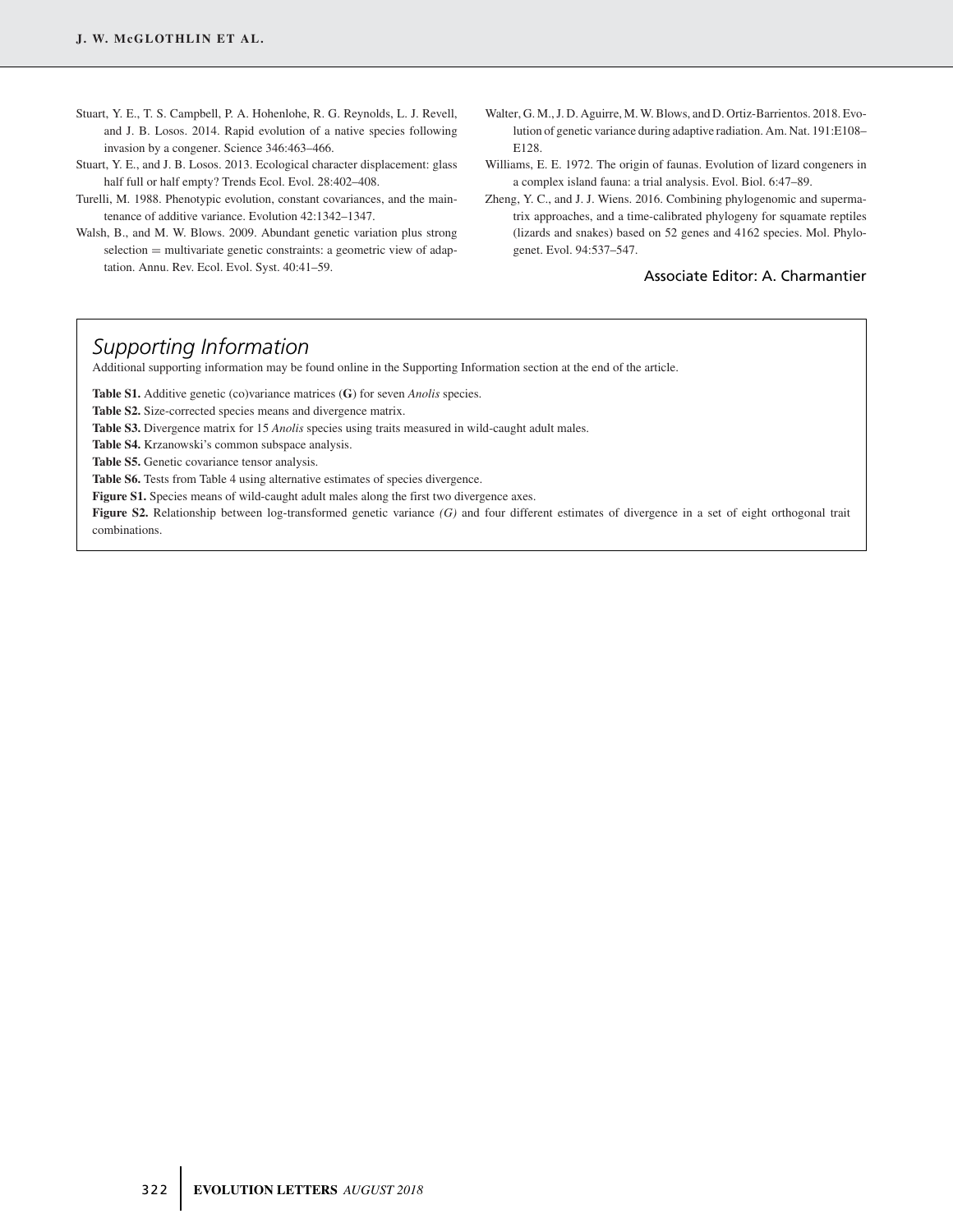Stuart, Y. E., T. S. Campbell, P. A. Hohenlohe, R. G. Reynolds, L. J. Revell, and J. B. Losos. 2014. Rapid evolution of a native species following invasion by a congener. Science 346:463–466.

Stuart, Y. E., and J. B. Losos. 2013. Ecological character displacement: glass half full or half empty? Trends Ecol. Evol. 28:402–408.

Turelli, M. 1988. Phenotypic evolution, constant covariances, and the maintenance of additive variance. Evolution 42:1342–1347.

Walsh, B., and M. W. Blows. 2009. Abundant genetic variation plus strong selection = multivariate genetic constraints: a geometric view of adaptation. Annu. Rev. Ecol. Evol. Syst. 40:41–59.

Walter, G. M., J. D. Aguirre, M. W. Blows, and D. Ortiz-Barrientos. 2018. Evolution of genetic variance during adaptive radiation. Am. Nat. 191:E108–E128.

Williams, E. E. 1972. The origin of faunas. Evolution of lizard congeners in a complex island fauna: a trial analysis. Evol. Biol. 6:47–89.

Zheng, Y. C., and J. J. Wiens. 2016. Combining phylogenomic and supermatrix approaches, and a time-calibrated phylogeny for squamate reptiles (lizards and snakes) based on 52 genes and 4162 species. Mol. Phylogenet. Evol. 94:537–547.

Associate Editor: A. Charmantier

## *Supporting Information*

Additional supporting information may be found online in the Supporting Information section at the end of the article.

**Table S1.** Additive genetic (co)variance matrices (**G**) for seven *Anolis* species.

**Table S2.** Size-corrected species means and divergence matrix.

**Table S3.** Divergence matrix for 15 *Anolis* species using traits measured in wild-caught adult males.

**Table S4.** Krzanowski's common subspace analysis.

**Table S5.** Genetic covariance tensor analysis.

**Table S6.** Tests from Table 4 using alternative estimates of species divergence.

**Figure S1.** Species means of wild-caught adult males along the first two divergence axes.

**Figure S2.** Relationship between log-transformed genetic variance *(G)* and four different estimates of divergence in a set of eight orthogonal trait combinations.